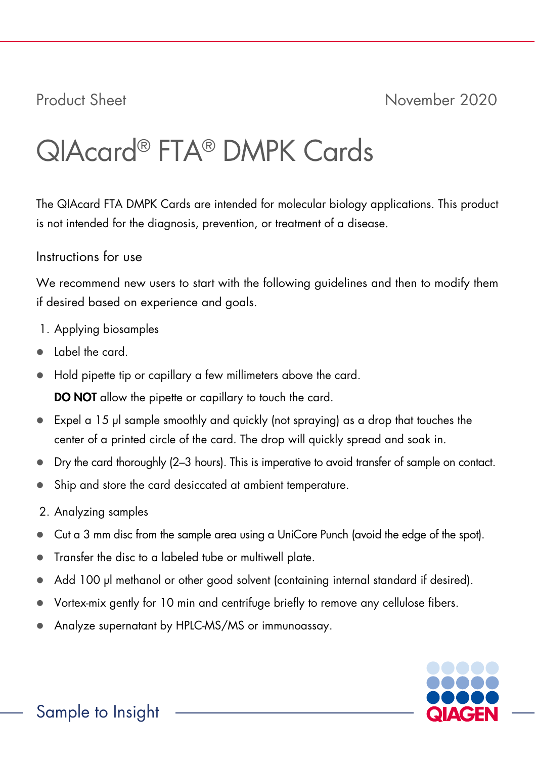Product Sheet November 2020

# QIAcard® FTA® DMPK Cards

The QIAcard FTA DMPK Cards are intended for molecular biology applications. This product is not intended for the diagnosis, prevention, or treatment of a disease.

## Instructions for use

We recommend new users to start with the following guidelines and then to modify them if desired based on experience and goals.

1. Applying biosamples

- Label the card.
- Hold pipette tip or capillary a few millimeters above the card.
  **DO NOT** allow the pipette or capillary to touch the card.
- Expel a 15 µl sample smoothly and quickly (not spraying) as a drop that touches the center of a printed circle of the card. The drop will quickly spread and soak in.
- Dry the card thoroughly (2–3 hours). This is imperative to avoid transfer of sample on contact.
- Ship and store the card desiccated at ambient temperature.

2. Analyzing samples

- Cut a 3 mm disc from the sample area using a UniCore Punch (avoid the edge of the spot).
- Transfer the disc to a labeled tube or multiwell plate.
- Add 100 µl methanol or other good solvent (containing internal standard if desired).
- Vortex-mix gently for 10 min and centrifuge briefly to remove any cellulose fibers.
- Analyze supernatant by HPLC-MS/MS or immunoassay.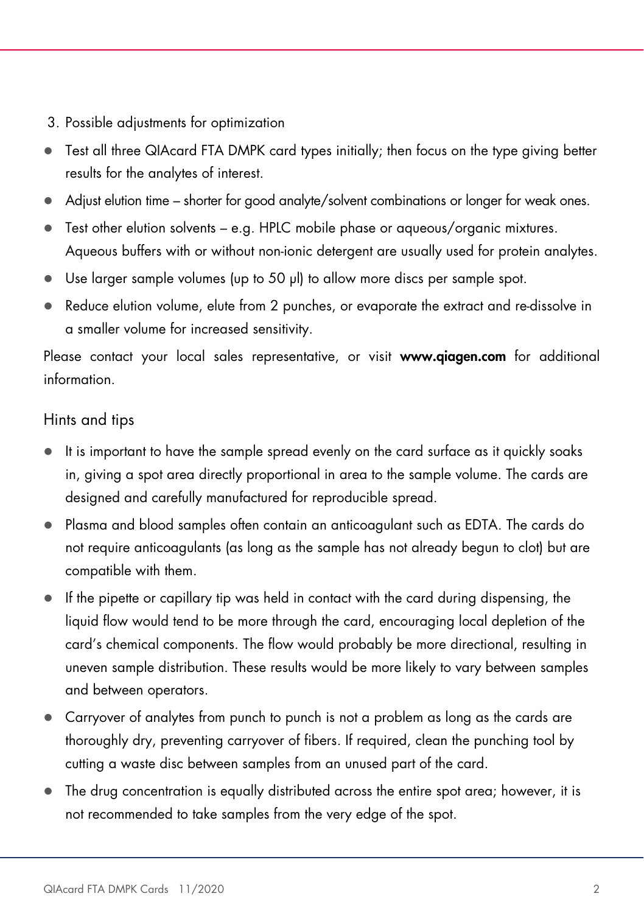3. Possible adjustments for optimization

- Test all three QIAcard FTA DMPK card types initially; then focus on the type giving better results for the analytes of interest.
- Adjust elution time – shorter for good analyte/solvent combinations or longer for weak ones.
- Test other elution solvents – e.g. HPLC mobile phase or aqueous/organic mixtures. Aqueous buffers with or without non-ionic detergent are usually used for protein analytes.
- Use larger sample volumes (up to 50 µl) to allow more discs per sample spot.
- Reduce elution volume, elute from 2 punches, or evaporate the extract and re-dissolve in a smaller volume for increased sensitivity.

Please contact your local sales representative, or visit **www.qiagen.com** for additional information.

## Hints and tips

- It is important to have the sample spread evenly on the card surface as it quickly soaks in, giving a spot area directly proportional in area to the sample volume. The cards are designed and carefully manufactured for reproducible spread.
- Plasma and blood samples often contain an anticoagulant such as EDTA. The cards do not require anticoagulants (as long as the sample has not already begun to clot) but are compatible with them.
- If the pipette or capillary tip was held in contact with the card during dispensing, the liquid flow would tend to be more through the card, encouraging local depletion of the card's chemical components. The flow would probably be more directional, resulting in uneven sample distribution. These results would be more likely to vary between samples and between operators.
- Carryover of analytes from punch to punch is not a problem as long as the cards are thoroughly dry, preventing carryover of fibers. If required, clean the punching tool by cutting a waste disc between samples from an unused part of the card.
- The drug concentration is equally distributed across the entire spot area; however, it is not recommended to take samples from the very edge of the spot.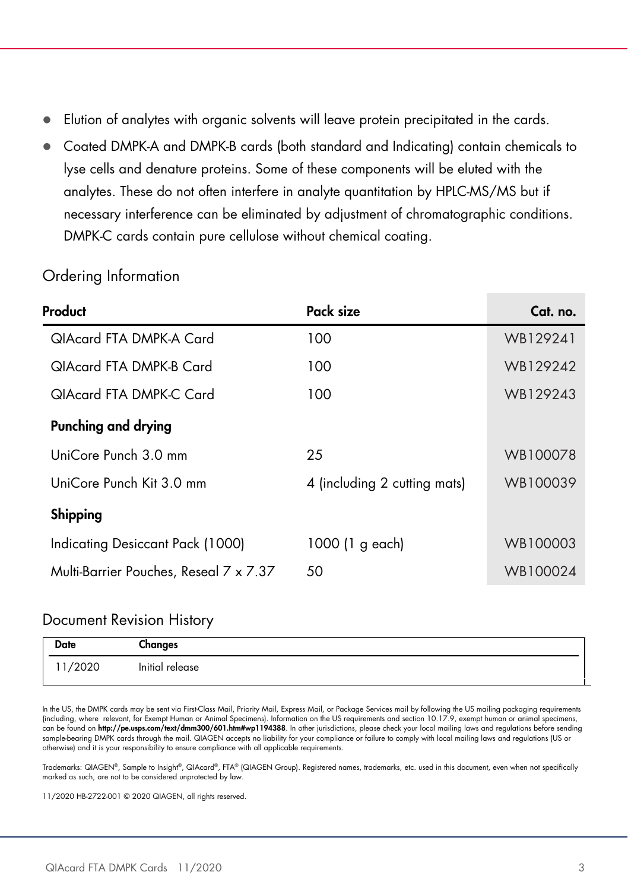- Elution of analytes with organic solvents will leave protein precipitated in the cards.
- Coated DMPK-A and DMPK-B cards (both standard and Indicating) contain chemicals to lyse cells and denature proteins. Some of these components will be eluted with the analytes. These do not often interfere in analyte quantitation by HPLC-MS/MS but if necessary interference can be eliminated by adjustment of chromatographic conditions. DMPK-C cards contain pure cellulose without chemical coating.

## Ordering Information

| Product | Pack size | Cat. no. |
|---|---|---|
| QIAcard FTA DMPK-A Card | 100 | WB129241 |
| QIAcard FTA DMPK-B Card | 100 | WB129242 |
| QIAcard FTA DMPK-C Card | 100 | WB129243 |
| **Punching and drying** | | |
| UniCore Punch 3.0 mm | 25 | WB100078 |
| UniCore Punch Kit 3.0 mm | 4 (including 2 cutting mats) | WB100039 |
| **Shipping** | | |
| Indicating Desiccant Pack (1000) | 1000 (1 g each) | WB100003 |
| Multi-Barrier Pouches, Reseal 7 x 7.37 | 50 | WB100024 |

## Document Revision History

| Date | Changes |
|---|---|
| 11/2020 | Initial release |

In the US, the DMPK cards may be sent via First-Class Mail, Priority Mail, Express Mail, or Package Services mail by following the US mailing packaging requirements (including, where relevant, for Exempt Human or Animal Specimens). Information on the US requirements and section 10.17.9, exempt human or animal specimens, can be found on **http://pe.usps.com/text/dmm300/601.htm#wp1194388**. In other jurisdictions, please check your local mailing laws and regulations before sending sample-bearing DMPK cards through the mail. QIAGEN accepts no liability for your compliance or failure to comply with local mailing laws and regulations (US or otherwise) and it is your responsibility to ensure compliance with all applicable requirements.

Trademarks: QIAGEN®, Sample to Insight®, QIAcard®, FTA® (QIAGEN Group). Registered names, trademarks, etc. used in this document, even when not specifically marked as such, are not to be considered unprotected by law.

11/2020 HB-2722-001 © 2020 QIAGEN, all rights reserved.